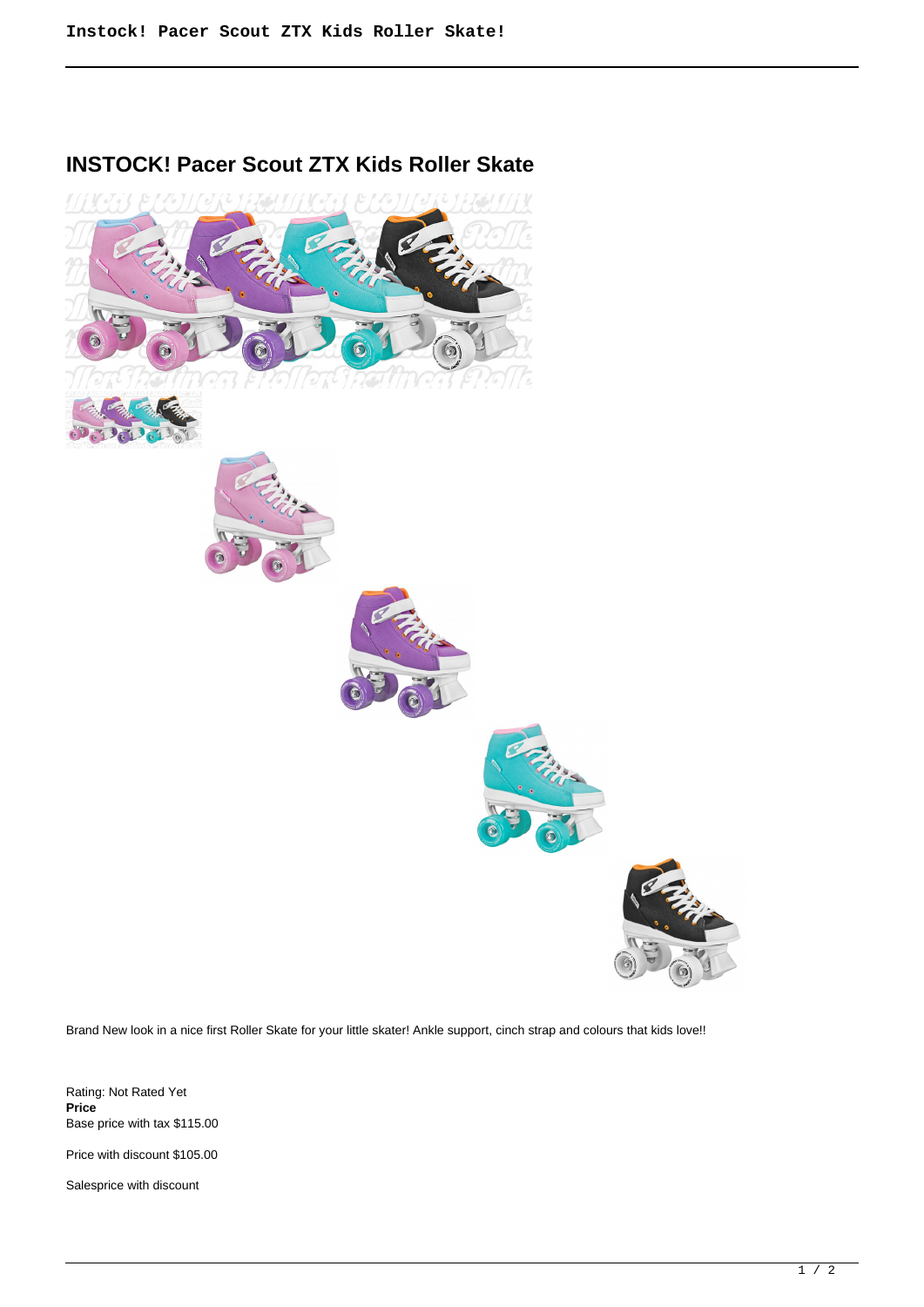# INSTOCK! Pacer Scout ZTX Kids Roller Skate

Brand New look in a nice first Roller Skate for your little skater! Ankle support, cinch strap and colours that kids love!!

Rating: Not Rated Yet

**Price**

Base price with tax $115.00

Price with discount $105.00

Salesprice with discount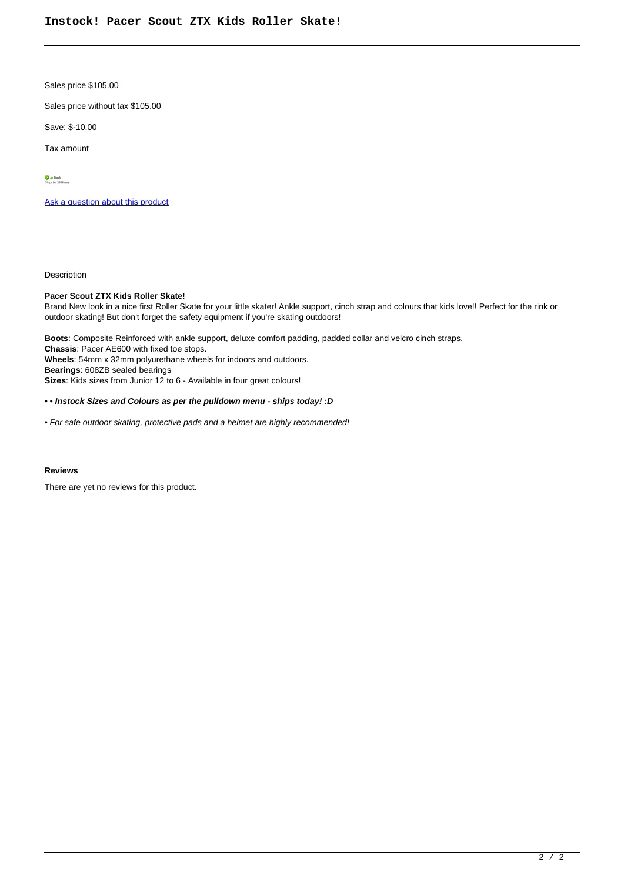# Instock! Pacer Scout ZTX Kids Roller Skate!

Sales price $105.00

Sales price without tax $105.00

Save: $-10.00

Tax amount

In Stock
Ships in: 24 Hours

Ask a question about this product

Description

**Pacer Scout ZTX Kids Roller Skate!**
Brand New look in a nice first Roller Skate for your little skater! Ankle support, cinch strap and colours that kids love!! Perfect for the rink or outdoor skating! But don't forget the safety equipment if you're skating outdoors!

**Boots**: Composite Reinforced with ankle support, deluxe comfort padding, padded collar and velcro cinch straps.
**Chassis**: Pacer AE600 with fixed toe stops.
**Wheels**: 54mm x 32mm polyurethane wheels for indoors and outdoors.
**Bearings**: 608ZB sealed bearings
**Sizes**: Kids sizes from Junior 12 to 6 - Available in four great colours!

***• • Instock Sizes and Colours as per the pulldown menu - ships today! :D***

*• For safe outdoor skating, protective pads and a helmet are highly recommended!*

**Reviews**

There are yet no reviews for this product.